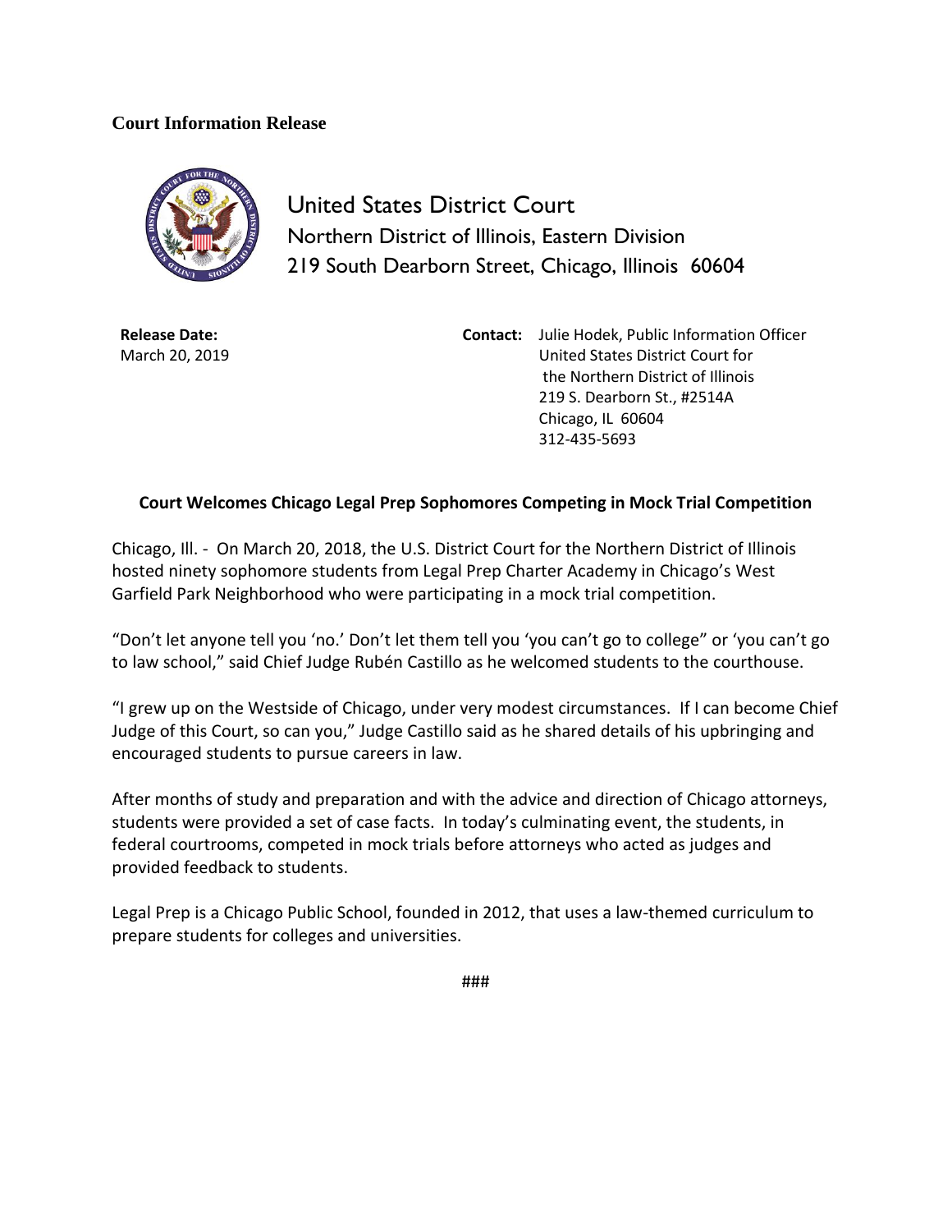**Court Information Release**

United States District Court
Northern District of Illinois, Eastern Division
219 South Dearborn Street, Chicago, Illinois 60604

**Release Date:**
March 20, 2019

**Contact:** Julie Hodek, Public Information Officer
United States District Court for
the Northern District of Illinois
219 S. Dearborn St., #2514A
Chicago, IL 60604
312-435-5693

**Court Welcomes Chicago Legal Prep Sophomores Competing in Mock Trial Competition**

Chicago, Ill. - On March 20, 2018, the U.S. District Court for the Northern District of Illinois hosted ninety sophomore students from Legal Prep Charter Academy in Chicago's West Garfield Park Neighborhood who were participating in a mock trial competition.

"Don't let anyone tell you 'no.' Don't let them tell you 'you can't go to college" or 'you can't go to law school," said Chief Judge Rubén Castillo as he welcomed students to the courthouse.

"I grew up on the Westside of Chicago, under very modest circumstances. If I can become Chief Judge of this Court, so can you," Judge Castillo said as he shared details of his upbringing and encouraged students to pursue careers in law.

After months of study and preparation and with the advice and direction of Chicago attorneys, students were provided a set of case facts. In today's culminating event, the students, in federal courtrooms, competed in mock trials before attorneys who acted as judges and provided feedback to students.

Legal Prep is a Chicago Public School, founded in 2012, that uses a law-themed curriculum to prepare students for colleges and universities.

###